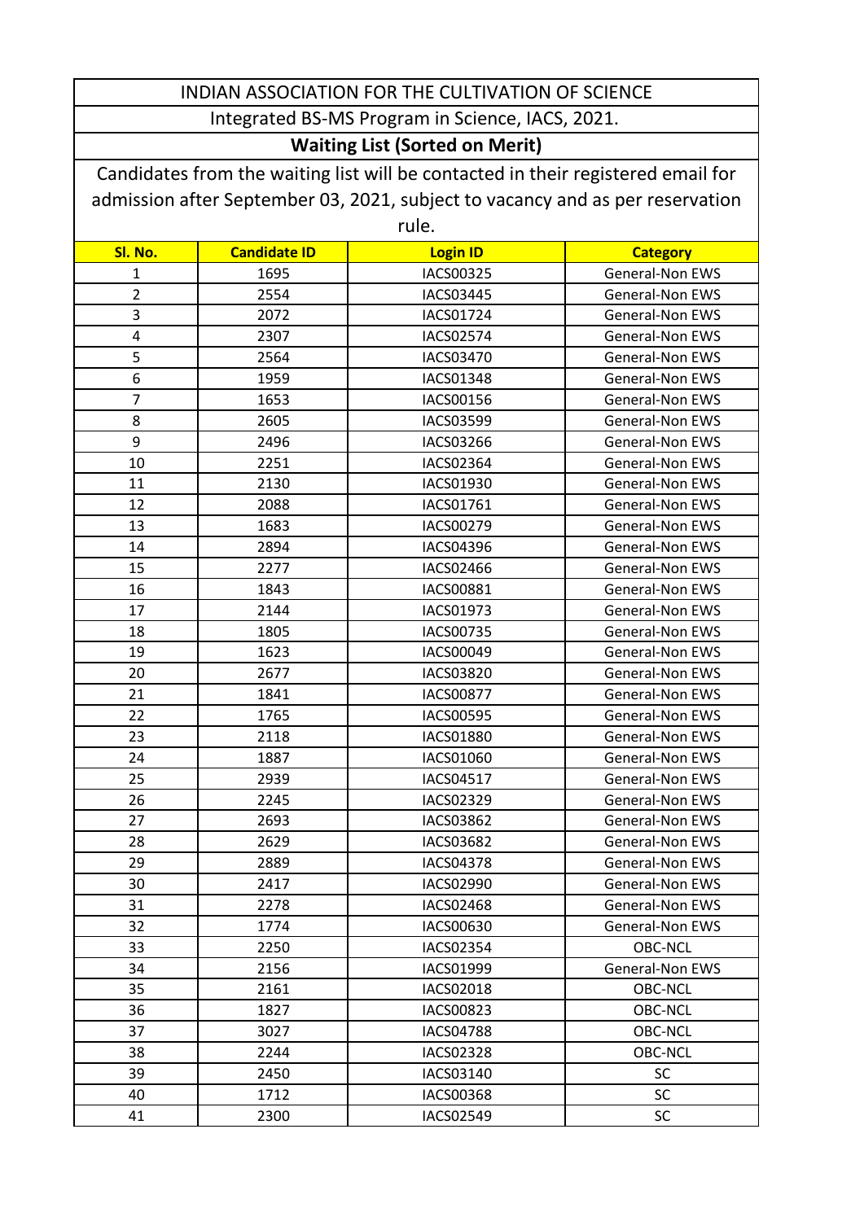# INDIAN ASSOCIATION FOR THE CULTIVATION OF SCIENCE

## Integrated BS-MS Program in Science, IACS, 2021.

### Waiting List (Sorted on Merit)

Candidates from the waiting list will be contacted in their registered email for admission after September 03, 2021, subject to vacancy and as per reservation rule.

| Sl. No. | Candidate ID | Login ID | Category |
|---|---|---|---|
| 1 | 1695 | IACS00325 | General-Non EWS |
| 2 | 2554 | IACS03445 | General-Non EWS |
| 3 | 2072 | IACS01724 | General-Non EWS |
| 4 | 2307 | IACS02574 | General-Non EWS |
| 5 | 2564 | IACS03470 | General-Non EWS |
| 6 | 1959 | IACS01348 | General-Non EWS |
| 7 | 1653 | IACS00156 | General-Non EWS |
| 8 | 2605 | IACS03599 | General-Non EWS |
| 9 | 2496 | IACS03266 | General-Non EWS |
| 10 | 2251 | IACS02364 | General-Non EWS |
| 11 | 2130 | IACS01930 | General-Non EWS |
| 12 | 2088 | IACS01761 | General-Non EWS |
| 13 | 1683 | IACS00279 | General-Non EWS |
| 14 | 2894 | IACS04396 | General-Non EWS |
| 15 | 2277 | IACS02466 | General-Non EWS |
| 16 | 1843 | IACS00881 | General-Non EWS |
| 17 | 2144 | IACS01973 | General-Non EWS |
| 18 | 1805 | IACS00735 | General-Non EWS |
| 19 | 1623 | IACS00049 | General-Non EWS |
| 20 | 2677 | IACS03820 | General-Non EWS |
| 21 | 1841 | IACS00877 | General-Non EWS |
| 22 | 1765 | IACS00595 | General-Non EWS |
| 23 | 2118 | IACS01880 | General-Non EWS |
| 24 | 1887 | IACS01060 | General-Non EWS |
| 25 | 2939 | IACS04517 | General-Non EWS |
| 26 | 2245 | IACS02329 | General-Non EWS |
| 27 | 2693 | IACS03862 | General-Non EWS |
| 28 | 2629 | IACS03682 | General-Non EWS |
| 29 | 2889 | IACS04378 | General-Non EWS |
| 30 | 2417 | IACS02990 | General-Non EWS |
| 31 | 2278 | IACS02468 | General-Non EWS |
| 32 | 1774 | IACS00630 | General-Non EWS |
| 33 | 2250 | IACS02354 | OBC-NCL |
| 34 | 2156 | IACS01999 | General-Non EWS |
| 35 | 2161 | IACS02018 | OBC-NCL |
| 36 | 1827 | IACS00823 | OBC-NCL |
| 37 | 3027 | IACS04788 | OBC-NCL |
| 38 | 2244 | IACS02328 | OBC-NCL |
| 39 | 2450 | IACS03140 | SC |
| 40 | 1712 | IACS00368 | SC |
| 41 | 2300 | IACS02549 | SC |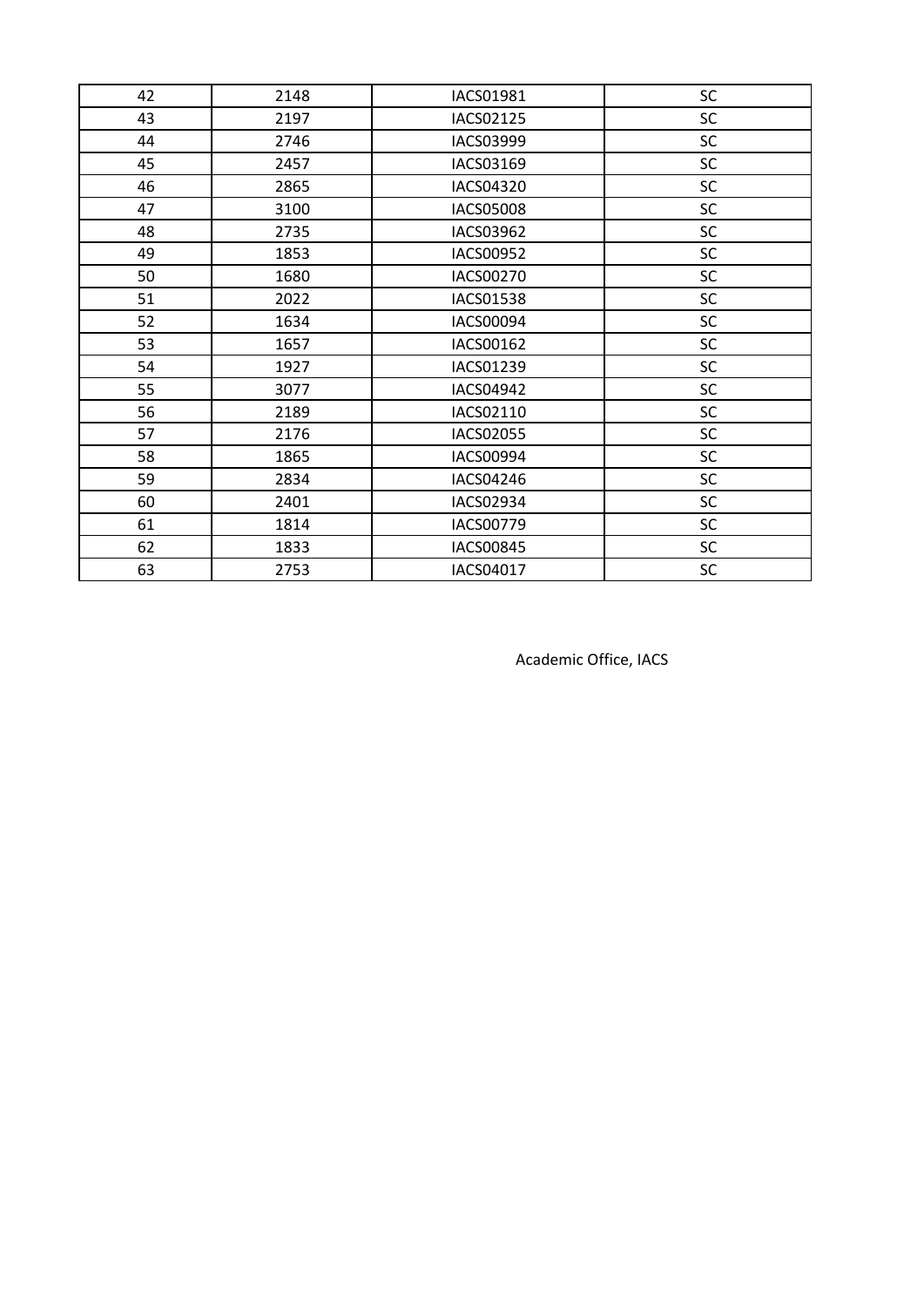| | | | |
|---|---|---|---|
| 42 | 2148 | IACS01981 | SC |
| 43 | 2197 | IACS02125 | SC |
| 44 | 2746 | IACS03999 | SC |
| 45 | 2457 | IACS03169 | SC |
| 46 | 2865 | IACS04320 | SC |
| 47 | 3100 | IACS05008 | SC |
| 48 | 2735 | IACS03962 | SC |
| 49 | 1853 | IACS00952 | SC |
| 50 | 1680 | IACS00270 | SC |
| 51 | 2022 | IACS01538 | SC |
| 52 | 1634 | IACS00094 | SC |
| 53 | 1657 | IACS00162 | SC |
| 54 | 1927 | IACS01239 | SC |
| 55 | 3077 | IACS04942 | SC |
| 56 | 2189 | IACS02110 | SC |
| 57 | 2176 | IACS02055 | SC |
| 58 | 1865 | IACS00994 | SC |
| 59 | 2834 | IACS04246 | SC |
| 60 | 2401 | IACS02934 | SC |
| 61 | 1814 | IACS00779 | SC |
| 62 | 1833 | IACS00845 | SC |
| 63 | 2753 | IACS04017 | SC |

Academic Office, IACS